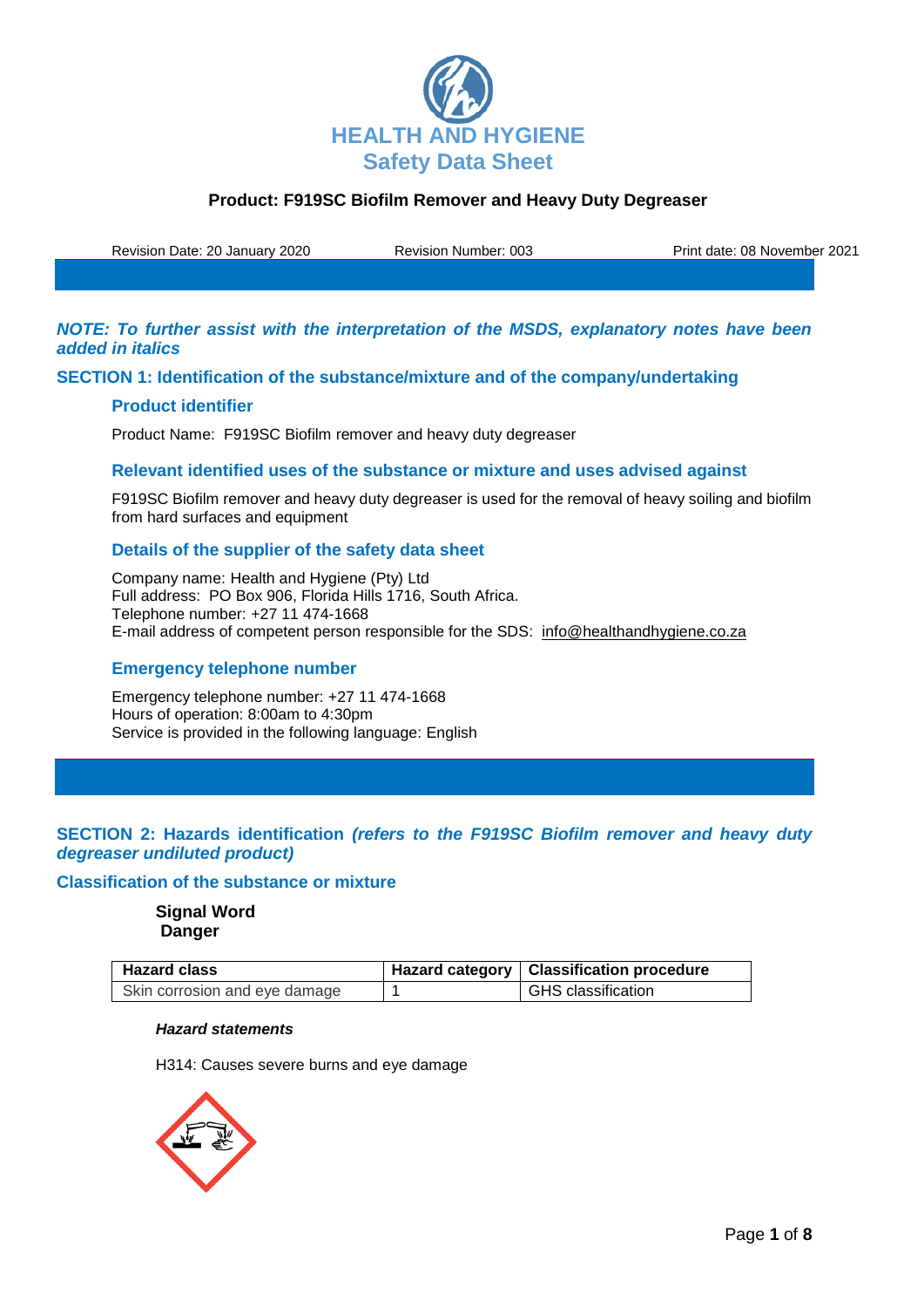# HEALTH AND HYGIENE
## Safety Data Sheet

**Product: F919SC Biofilm Remover and Heavy Duty Degreaser**

Revision Date: 20 January 2020 | Revision Number: 003 | Print date: 08 November 2021

***NOTE: To further assist with the interpretation of the MSDS, explanatory notes have been added in italics***

## SECTION 1: Identification of the substance/mixture and of the company/undertaking

### Product identifier

Product Name: F919SC Biofilm remover and heavy duty degreaser

### Relevant identified uses of the substance or mixture and uses advised against

F919SC Biofilm remover and heavy duty degreaser is used for the removal of heavy soiling and biofilm from hard surfaces and equipment

### Details of the supplier of the safety data sheet

Company name: Health and Hygiene (Pty) Ltd
Full address: PO Box 906, Florida Hills 1716, South Africa.
Telephone number: +27 11 474-1668
E-mail address of competent person responsible for the SDS: info@healthandhygiene.co.za

### Emergency telephone number

Emergency telephone number: +27 11 474-1668
Hours of operation: 8:00am to 4:30pm
Service is provided in the following language: English

## SECTION 2: Hazards identification *(refers to the F919SC Biofilm remover and heavy duty degreaser undiluted product)*

### Classification of the substance or mixture

**Signal Word**
**Danger**

| Hazard class | Hazard category | Classification procedure |
|---|---|---|
| Skin corrosion and eye damage | 1 | GHS classification |

***Hazard statements***

H314: Causes severe burns and eye damage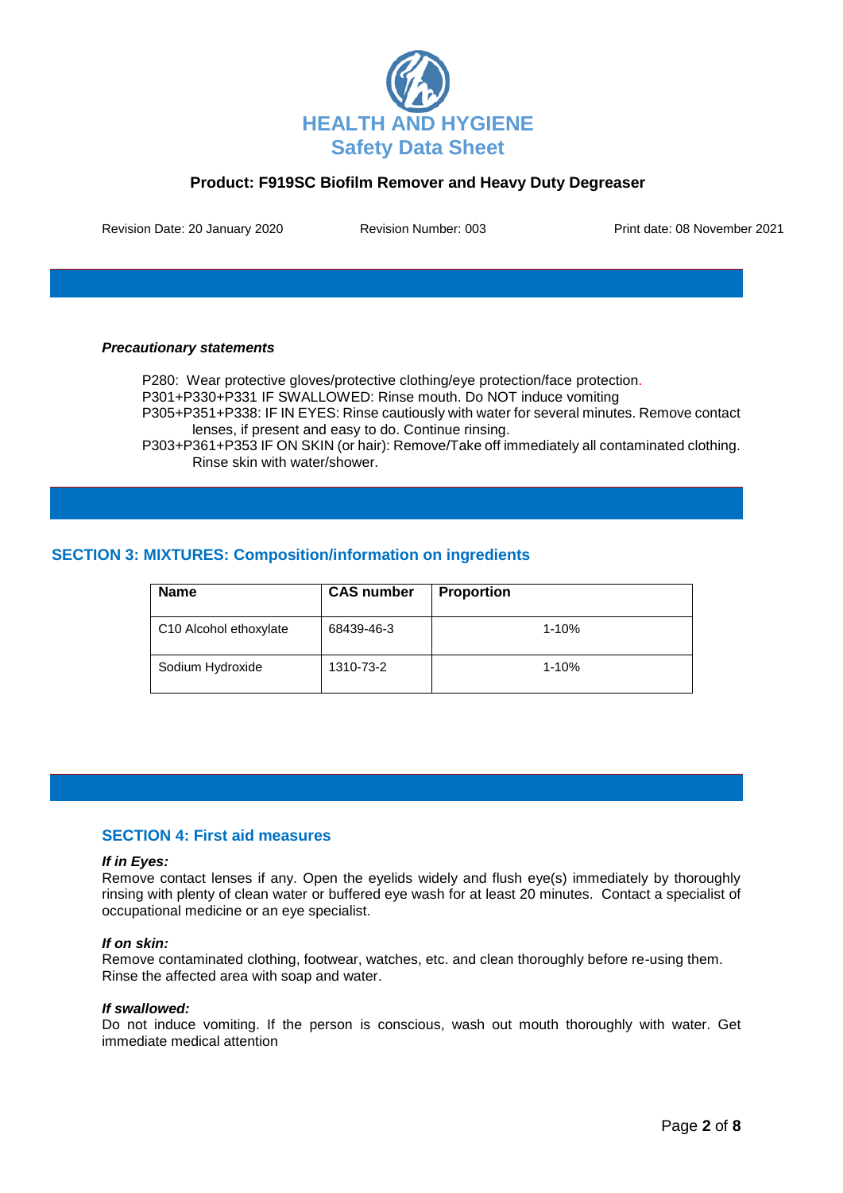***Precautionary statements***

P280: Wear protective gloves/protective clothing/eye protection/face protection.
P301+P330+P331 IF SWALLOWED: Rinse mouth. Do NOT induce vomiting
P305+P351+P338: IF IN EYES: Rinse cautiously with water for several minutes. Remove contact lenses, if present and easy to do. Continue rinsing.
P303+P361+P353 IF ON SKIN (or hair): Remove/Take off immediately all contaminated clothing. Rinse skin with water/shower.

## SECTION 3: MIXTURES: Composition/information on ingredients

| Name | CAS number | Proportion |
|---|---|---|
| C10 Alcohol ethoxylate | 68439-46-3 | 1-10% |
| Sodium Hydroxide | 1310-73-2 | 1-10% |

## SECTION 4: First aid measures

***If in Eyes:***
Remove contact lenses if any. Open the eyelids widely and flush eye(s) immediately by thoroughly rinsing with plenty of clean water or buffered eye wash for at least 20 minutes. Contact a specialist of occupational medicine or an eye specialist.

***If on skin:***
Remove contaminated clothing, footwear, watches, etc. and clean thoroughly before re-using them. Rinse the affected area with soap and water.

***If swallowed:***
Do not induce vomiting. If the person is conscious, wash out mouth thoroughly with water. Get immediate medical attention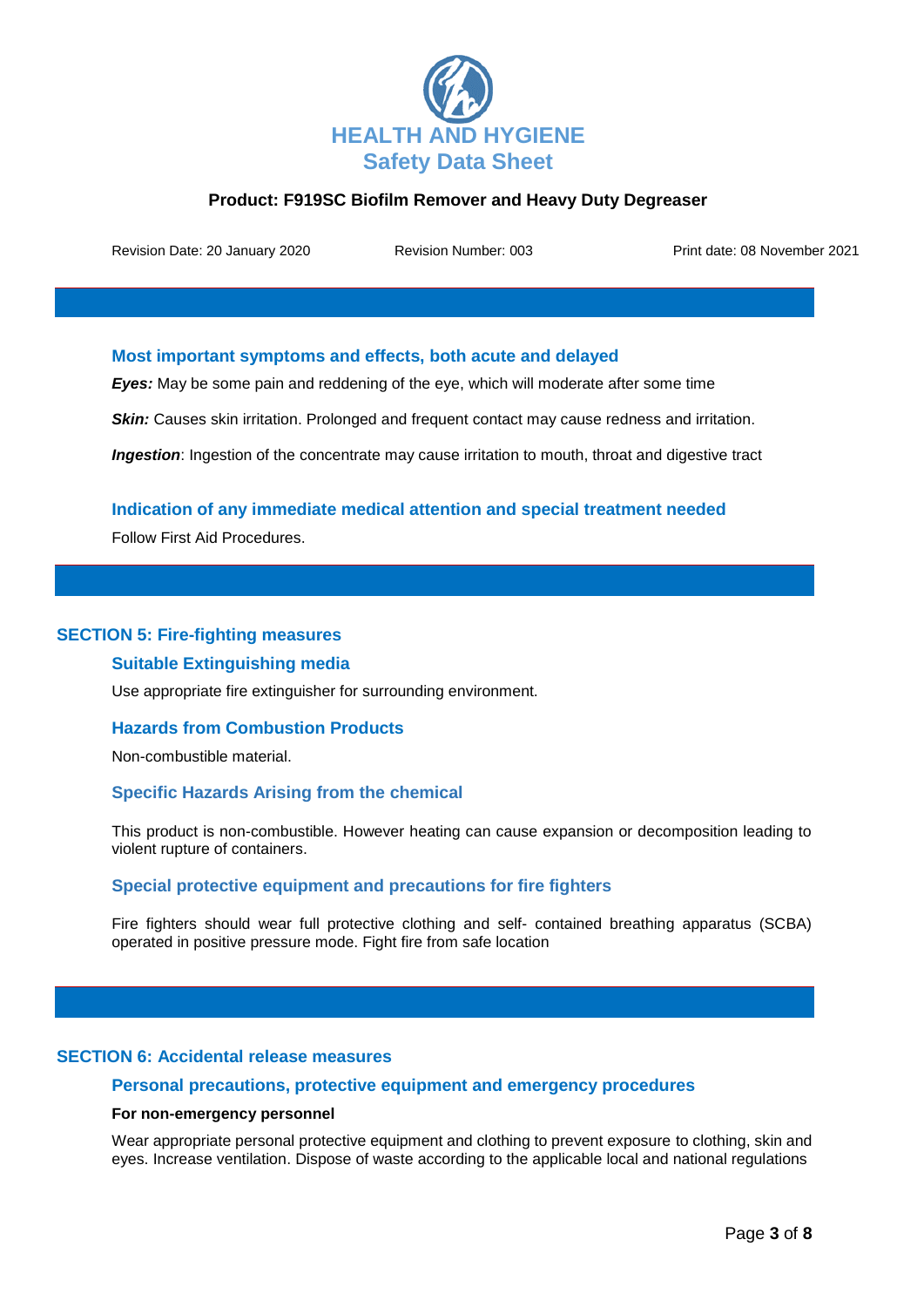### Most important symptoms and effects, both acute and delayed

***Eyes:*** May be some pain and reddening of the eye, which will moderate after some time

***Skin:*** Causes skin irritation. Prolonged and frequent contact may cause redness and irritation.

***Ingestion***: Ingestion of the concentrate may cause irritation to mouth, throat and digestive tract

### Indication of any immediate medical attention and special treatment needed

Follow First Aid Procedures.

## SECTION 5: Fire-fighting measures

### Suitable Extinguishing media

Use appropriate fire extinguisher for surrounding environment.

### Hazards from Combustion Products

Non-combustible material.

### Specific Hazards Arising from the chemical

This product is non-combustible. However heating can cause expansion or decomposition leading to violent rupture of containers.

### Special protective equipment and precautions for fire fighters

Fire fighters should wear full protective clothing and self- contained breathing apparatus (SCBA) operated in positive pressure mode. Fight fire from safe location

## SECTION 6: Accidental release measures

### Personal precautions, protective equipment and emergency procedures

**For non-emergency personnel**

Wear appropriate personal protective equipment and clothing to prevent exposure to clothing, skin and eyes. Increase ventilation. Dispose of waste according to the applicable local and national regulations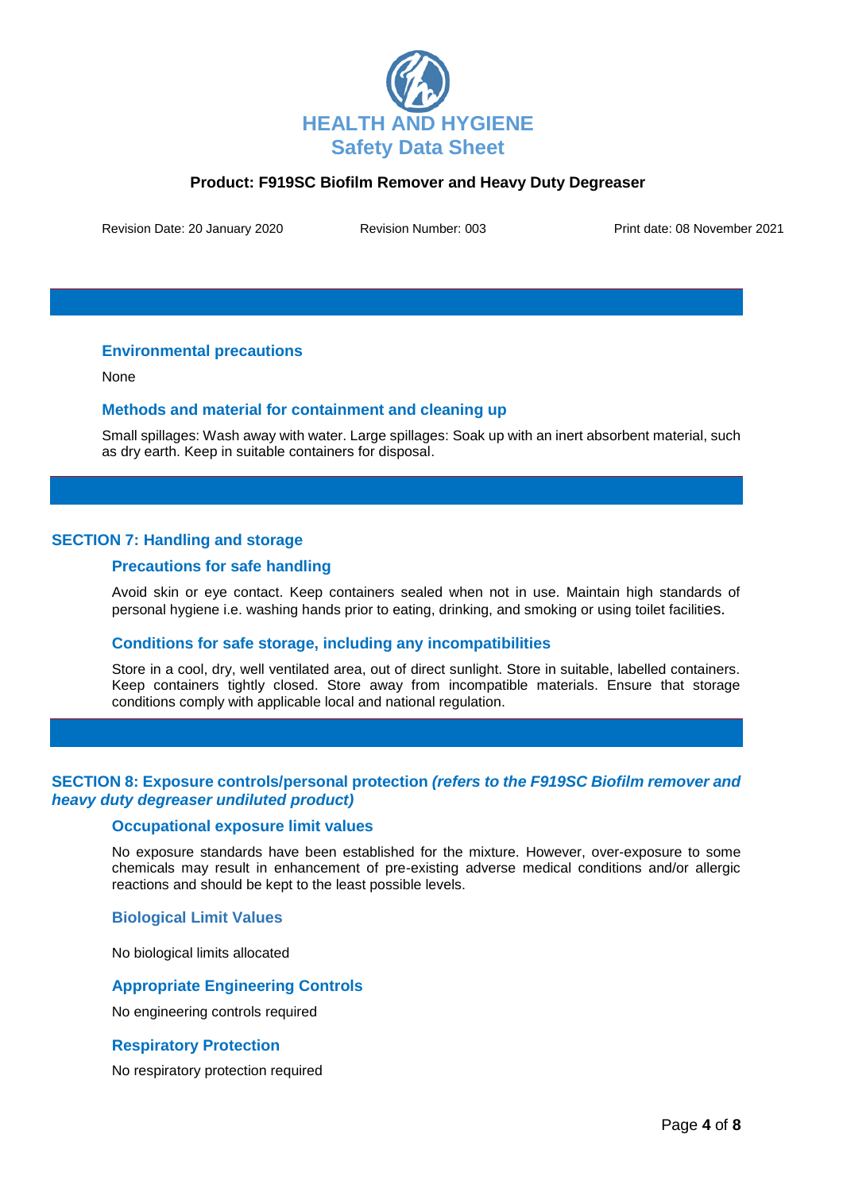### Environmental precautions

None

### Methods and material for containment and cleaning up

Small spillages: Wash away with water. Large spillages: Soak up with an inert absorbent material, such as dry earth. Keep in suitable containers for disposal.

## SECTION 7: Handling and storage

### Precautions for safe handling

Avoid skin or eye contact. Keep containers sealed when not in use. Maintain high standards of personal hygiene i.e. washing hands prior to eating, drinking, and smoking or using toilet facilities.

### Conditions for safe storage, including any incompatibilities

Store in a cool, dry, well ventilated area, out of direct sunlight. Store in suitable, labelled containers. Keep containers tightly closed. Store away from incompatible materials. Ensure that storage conditions comply with applicable local and national regulation.

## SECTION 8: Exposure controls/personal protection *(refers to the F919SC Biofilm remover and heavy duty degreaser undiluted product)*

### Occupational exposure limit values

No exposure standards have been established for the mixture. However, over-exposure to some chemicals may result in enhancement of pre-existing adverse medical conditions and/or allergic reactions and should be kept to the least possible levels.

### Biological Limit Values

No biological limits allocated

### Appropriate Engineering Controls

No engineering controls required

### Respiratory Protection

No respiratory protection required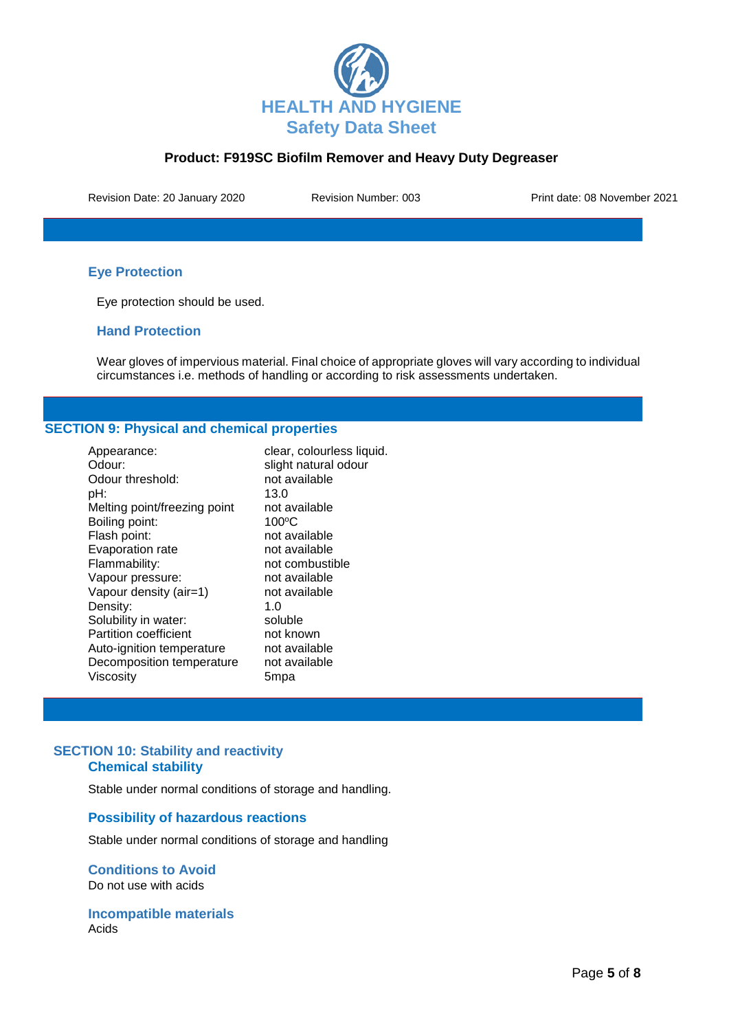### Eye Protection

Eye protection should be used.

### Hand Protection

Wear gloves of impervious material. Final choice of appropriate gloves will vary according to individual circumstances i.e. methods of handling or according to risk assessments undertaken.

## SECTION 9: Physical and chemical properties

| | |
|---|---|
| Appearance: | clear, colourless liquid. |
| Odour: | slight natural odour |
| Odour threshold: | not available |
| pH: | 13.0 |
| Melting point/freezing point | not available |
| Boiling point: | 100ºC |
| Flash point: | not available |
| Evaporation rate | not available |
| Flammability: | not combustible |
| Vapour pressure: | not available |
| Vapour density (air=1) | not available |
| Density: | 1.0 |
| Solubility in water: | soluble |
| Partition coefficient | not known |
| Auto-ignition temperature | not available |
| Decomposition temperature | not available |
| Viscosity | 5mpa |

## SECTION 10: Stability and reactivity

### Chemical stability

Stable under normal conditions of storage and handling.

### Possibility of hazardous reactions

Stable under normal conditions of storage and handling

### Conditions to Avoid

Do not use with acids

### Incompatible materials

Acids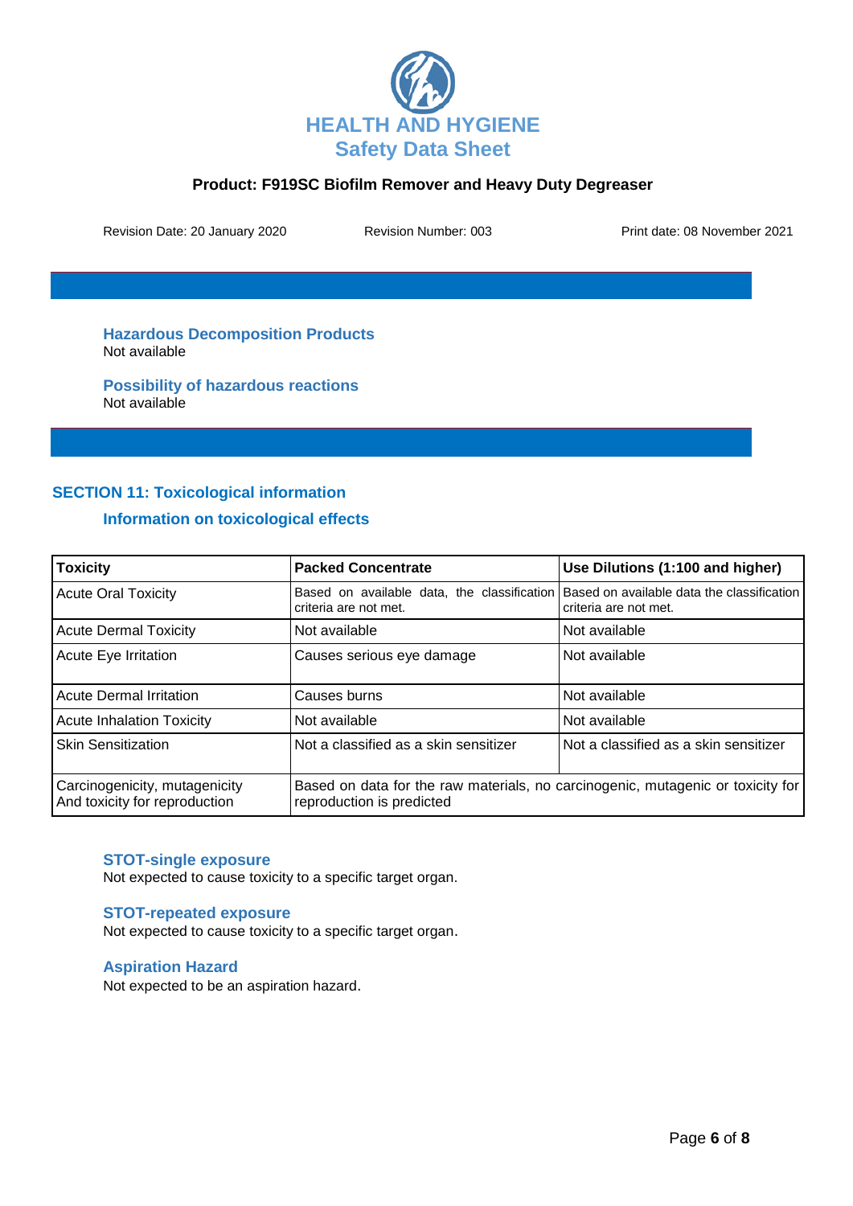**Product: F919SC Biofilm Remover and Heavy Duty Degreaser**

Revision Date: 20 January 2020 Revision Number: 003 Print date: 08 November 2021

### Hazardous Decomposition Products

Not available

### Possibility of hazardous reactions

Not available

## SECTION 11: Toxicological information

### Information on toxicological effects

| Toxicity | Packed Concentrate | Use Dilutions (1:100 and higher) |
|---|---|---|
| Acute Oral Toxicity | Based on available data, the classification criteria are not met. | Based on available data the classification criteria are not met. |
| Acute Dermal Toxicity | Not available | Not available |
| Acute Eye Irritation | Causes serious eye damage | Not available |
| Acute Dermal Irritation | Causes burns | Not available |
| Acute Inhalation Toxicity | Not available | Not available |
| Skin Sensitization | Not a classified as a skin sensitizer | Not a classified as a skin sensitizer |
| Carcinogenicity, mutagenicity And toxicity for reproduction | Based on data for the raw materials, no carcinogenic, mutagenic or toxicity for reproduction is predicted | |

### STOT-single exposure

Not expected to cause toxicity to a specific target organ.

### STOT-repeated exposure

Not expected to cause toxicity to a specific target organ.

### Aspiration Hazard

Not expected to be an aspiration hazard.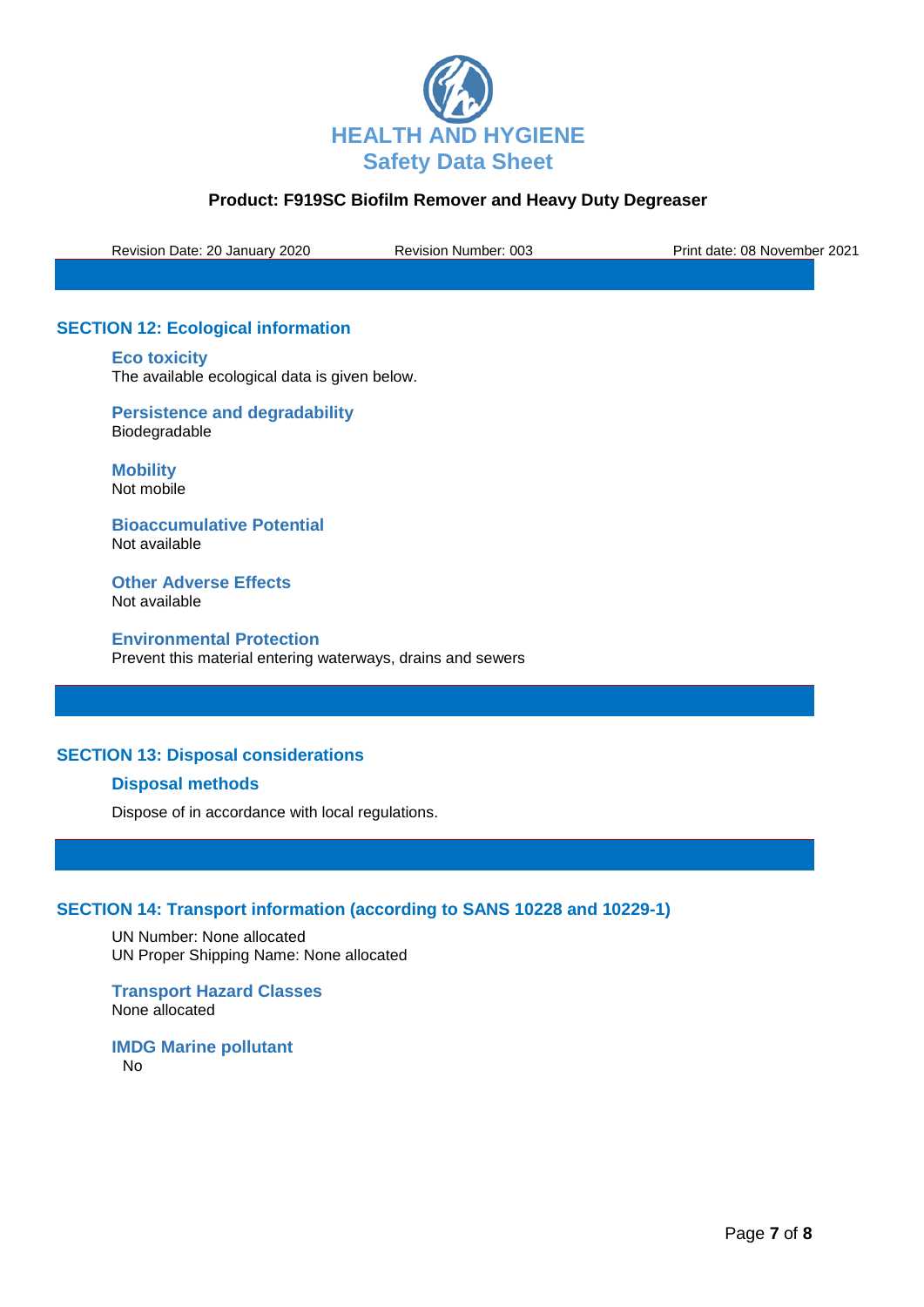## SECTION 12: Ecological information

### Eco toxicity

The available ecological data is given below.

### Persistence and degradability

Biodegradable

### Mobility

Not mobile

### Bioaccumulative Potential

Not available

### Other Adverse Effects

Not available

### Environmental Protection

Prevent this material entering waterways, drains and sewers

## SECTION 13: Disposal considerations

### Disposal methods

Dispose of in accordance with local regulations.

## SECTION 14: Transport information (according to SANS 10228 and 10229-1)

UN Number: None allocated
UN Proper Shipping Name: None allocated

### Transport Hazard Classes

None allocated

### IMDG Marine pollutant

No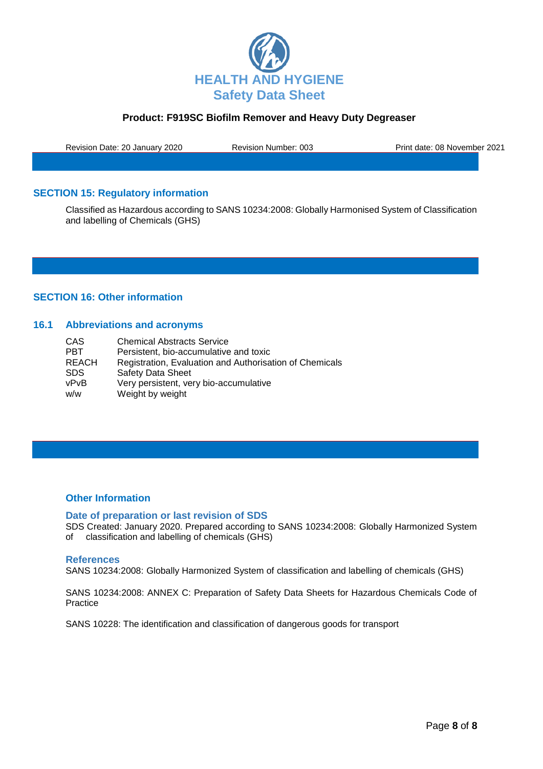## SECTION 15: Regulatory information

Classified as Hazardous according to SANS 10234:2008: Globally Harmonised System of Classification and labelling of Chemicals (GHS)

## SECTION 16: Other information

### 16.1 Abbreviations and acronyms

| | |
|---|---|
| CAS | Chemical Abstracts Service |
| PBT | Persistent, bio-accumulative and toxic |
| REACH | Registration, Evaluation and Authorisation of Chemicals |
| SDS | Safety Data Sheet |
| vPvB | Very persistent, very bio-accumulative |
| w/w | Weight by weight |

### Other Information

#### Date of preparation or last revision of SDS

SDS Created: January 2020. Prepared according to SANS 10234:2008: Globally Harmonized System of classification and labelling of chemicals (GHS)

#### References

SANS 10234:2008: Globally Harmonized System of classification and labelling of chemicals (GHS)

SANS 10234:2008: ANNEX C: Preparation of Safety Data Sheets for Hazardous Chemicals Code of Practice

SANS 10228: The identification and classification of dangerous goods for transport